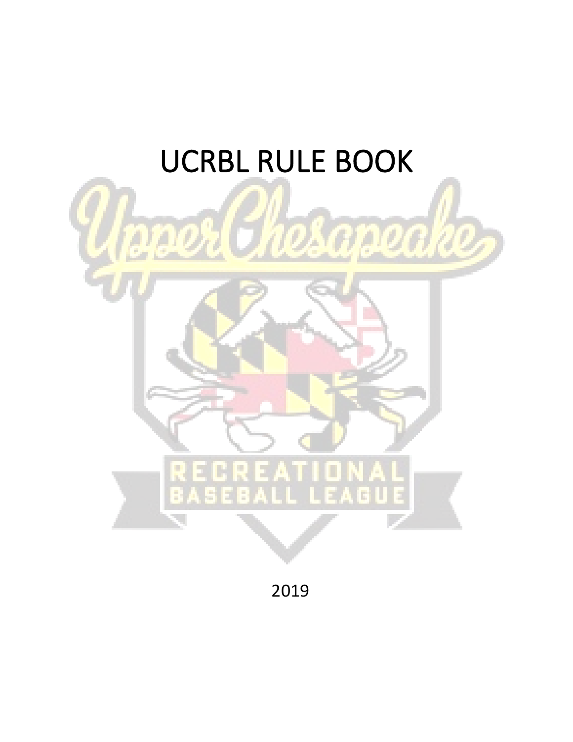# UCRBL RULE BOOK

2019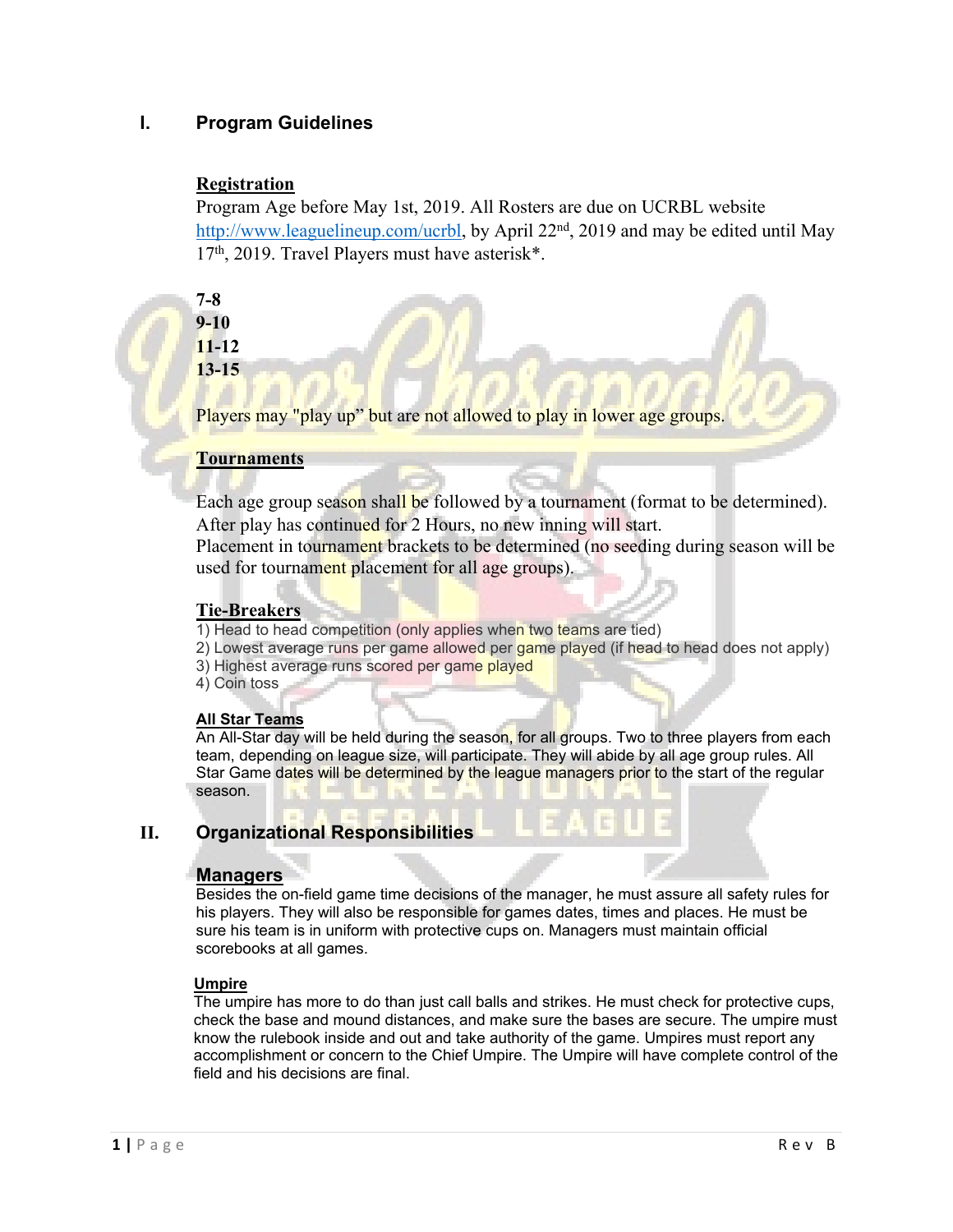# I. Program Guidelines

## Registration

Program Age before May 1st, 2019. All Rosters are due on UCRBL website http://www.leaguelineup.com/ucrbl, by April 22nd, 2019 and may be edited until May 17th, 2019. Travel Players must have asterisk*.

**7-8**
**9-10**
**11-12**
**13-15**

Players may "play up" but are not allowed to play in lower age groups.

## Tournaments

Each age group season shall be followed by a tournament (format to be determined). After play has continued for 2 Hours, no new inning will start.
Placement in tournament brackets to be determined (no seeding during season will be used for tournament placement for all age groups).

## Tie-Breakers

1) Head to head competition (only applies when two teams are tied)
2) Lowest average runs per game allowed per game played (if head to head does not apply)
3) Highest average runs scored per game played
4) Coin toss

## All Star Teams

An All-Star day will be held during the season, for all groups. Two to three players from each team, depending on league size, will participate. They will abide by all age group rules. All Star Game dates will be determined by the league managers prior to the start of the regular season.

# II. Organizational Responsibilities

## Managers

Besides the on-field game time decisions of the manager, he must assure all safety rules for his players. They will also be responsible for games dates, times and places. He must be sure his team is in uniform with protective cups on. Managers must maintain official scorebooks at all games.

## Umpire

The umpire has more to do than just call balls and strikes. He must check for protective cups, check the base and mound distances, and make sure the bases are secure. The umpire must know the rulebook inside and out and take authority of the game. Umpires must report any accomplishment or concern to the Chief Umpire. The Umpire will have complete control of the field and his decisions are final.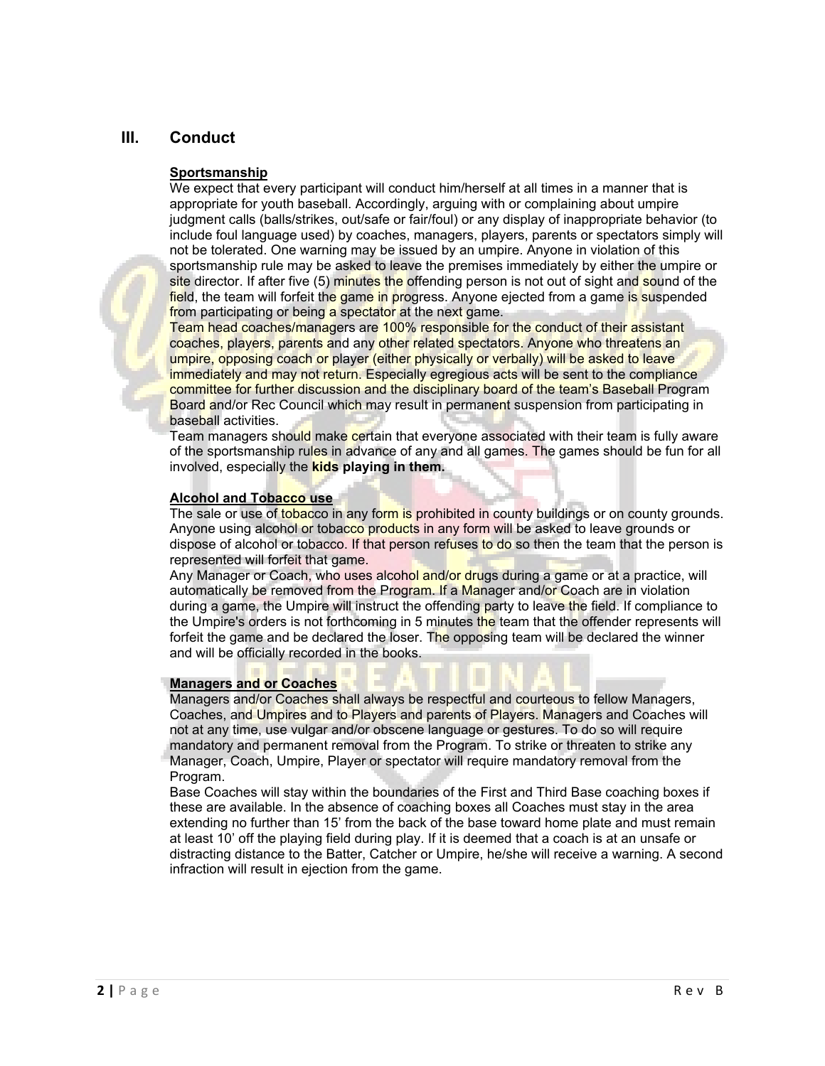## III. Conduct

### Sportsmanship

We expect that every participant will conduct him/herself at all times in a manner that is appropriate for youth baseball. Accordingly, arguing with or complaining about umpire judgment calls (balls/strikes, out/safe or fair/foul) or any display of inappropriate behavior (to include foul language used) by coaches, managers, players, parents or spectators simply will not be tolerated. One warning may be issued by an umpire. Anyone in violation of this sportsmanship rule may be asked to leave the premises immediately by either the umpire or site director. If after five (5) minutes the offending person is not out of sight and sound of the field, the team will forfeit the game in progress. Anyone ejected from a game is suspended from participating or being a spectator at the next game.

Team head coaches/managers are 100% responsible for the conduct of their assistant coaches, players, parents and any other related spectators. Anyone who threatens an umpire, opposing coach or player (either physically or verbally) will be asked to leave immediately and may not return. Especially egregious acts will be sent to the compliance committee for further discussion and the disciplinary board of the team's Baseball Program Board and/or Rec Council which may result in permanent suspension from participating in baseball activities.

Team managers should make certain that everyone associated with their team is fully aware of the sportsmanship rules in advance of any and all games. The games should be fun for all involved, especially the **kids playing in them.**

### Alcohol and Tobacco use

The sale or use of tobacco in any form is prohibited in county buildings or on county grounds. Anyone using alcohol or tobacco products in any form will be asked to leave grounds or dispose of alcohol or tobacco. If that person refuses to do so then the team that the person is represented will forfeit that game.

Any Manager or Coach, who uses alcohol and/or drugs during a game or at a practice, will automatically be removed from the Program. If a Manager and/or Coach are in violation during a game, the Umpire will instruct the offending party to leave the field. If compliance to the Umpire's orders is not forthcoming in 5 minutes the team that the offender represents will forfeit the game and be declared the loser. The opposing team will be declared the winner and will be officially recorded in the books.

### Managers and or Coaches

Managers and/or Coaches shall always be respectful and courteous to fellow Managers, Coaches, and Umpires and to Players and parents of Players. Managers and Coaches will not at any time, use vulgar and/or obscene language or gestures. To do so will require mandatory and permanent removal from the Program. To strike or threaten to strike any Manager, Coach, Umpire, Player or spectator will require mandatory removal from the Program.

Base Coaches will stay within the boundaries of the First and Third Base coaching boxes if these are available. In the absence of coaching boxes all Coaches must stay in the area extending no further than 15' from the back of the base toward home plate and must remain at least 10' off the playing field during play. If it is deemed that a coach is at an unsafe or distracting distance to the Batter, Catcher or Umpire, he/she will receive a warning. A second infraction will result in ejection from the game.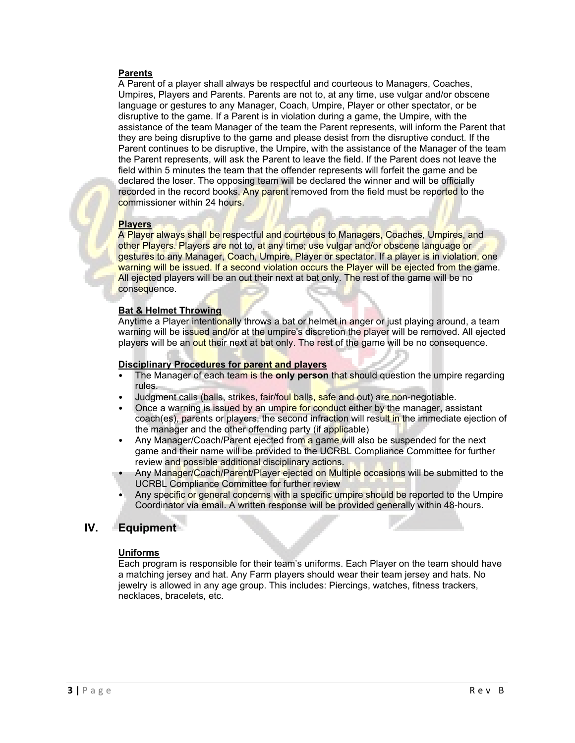**Parents**

A Parent of a player shall always be respectful and courteous to Managers, Coaches, Umpires, Players and Parents. Parents are not to, at any time, use vulgar and/or obscene language or gestures to any Manager, Coach, Umpire, Player or other spectator, or be disruptive to the game. If a Parent is in violation during a game, the Umpire, with the assistance of the team Manager of the team the Parent represents, will inform the Parent that they are being disruptive to the game and please desist from the disruptive conduct. If the Parent continues to be disruptive, the Umpire, with the assistance of the Manager of the team the Parent represents, will ask the Parent to leave the field. If the Parent does not leave the field within 5 minutes the team that the offender represents will forfeit the game and be declared the loser. The opposing team will be declared the winner and will be officially recorded in the record books. Any parent removed from the field must be reported to the commissioner within 24 hours.

**Players**

A Player always shall be respectful and courteous to Managers, Coaches, Umpires, and other Players. Players are not to, at any time; use vulgar and/or obscene language or gestures to any Manager, Coach, Umpire, Player or spectator. If a player is in violation, one warning will be issued. If a second violation occurs the Player will be ejected from the game. All ejected players will be an out their next at bat only. The rest of the game will be no consequence.

**Bat & Helmet Throwing**

Anytime a Player intentionally throws a bat or helmet in anger or just playing around, a team warning will be issued and/or at the umpire's discretion the player will be removed. All ejected players will be an out their next at bat only. The rest of the game will be no consequence.

**Disciplinary Procedures for parent and players**

- The Manager of each team is the **only person** that should question the umpire regarding rules.
- Judgment calls (balls, strikes, fair/foul balls, safe and out) are non-negotiable.
- Once a warning is issued by an umpire for conduct either by the manager, assistant coach(es), parents or players, the second infraction will result in the immediate ejection of the manager and the other offending party (if applicable)
- Any Manager/Coach/Parent ejected from a game will also be suspended for the next game and their name will be provided to the UCRBL Compliance Committee for further review and possible additional disciplinary actions.
- Any Manager/Coach/Parent/Player ejected on Multiple occasions will be submitted to the UCRBL Compliance Committee for further review
- Any specific or general concerns with a specific umpire should be reported to the Umpire Coordinator via email. A written response will be provided generally within 48-hours.

## IV. Equipment

**Uniforms**

Each program is responsible for their team's uniforms. Each Player on the team should have a matching jersey and hat. Any Farm players should wear their team jersey and hats. No jewelry is allowed in any age group. This includes: Piercings, watches, fitness trackers, necklaces, bracelets, etc.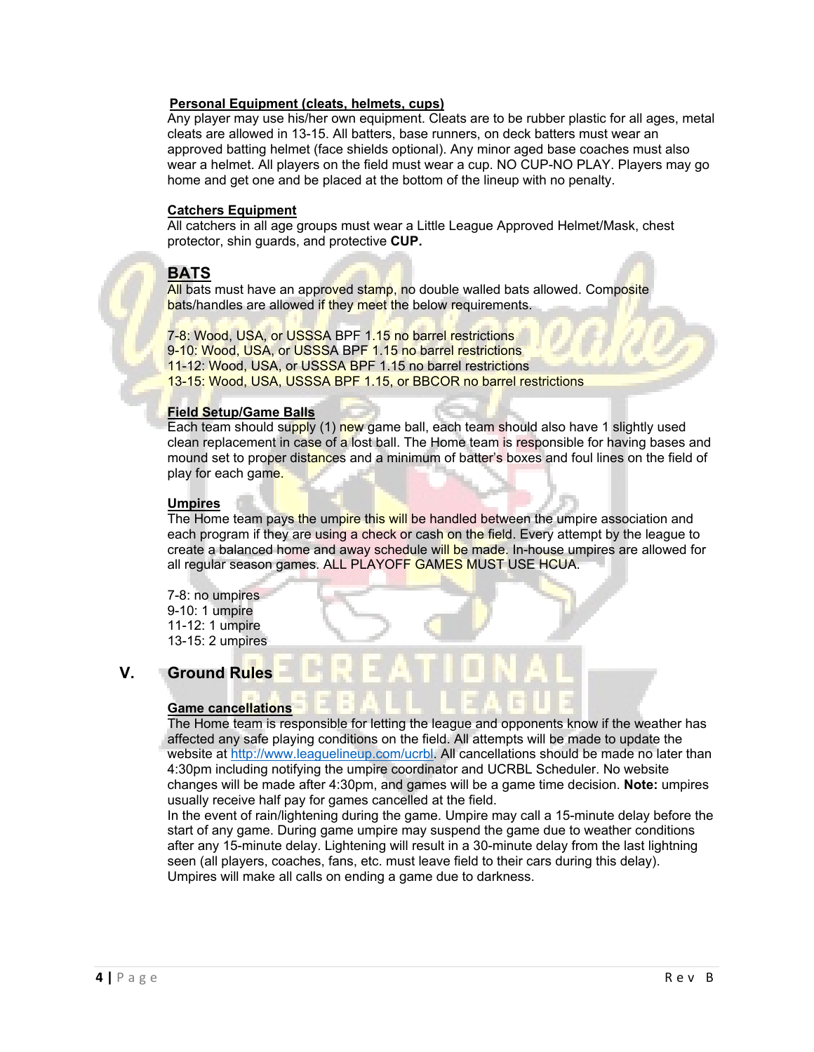#### Personal Equipment (cleats, helmets, cups)

Any player may use his/her own equipment. Cleats are to be rubber plastic for all ages, metal cleats are allowed in 13-15. All batters, base runners, on deck batters must wear an approved batting helmet (face shields optional). Any minor aged base coaches must also wear a helmet. All players on the field must wear a cup. NO CUP-NO PLAY. Players may go home and get one and be placed at the bottom of the lineup with no penalty.

#### Catchers Equipment

All catchers in all age groups must wear a Little League Approved Helmet/Mask, chest protector, shin guards, and protective **CUP.**

### BATS

All bats must have an approved stamp, no double walled bats allowed. Composite bats/handles are allowed if they meet the below requirements.

7-8: Wood, USA, or USSSA BPF 1.15 no barrel restrictions
9-10: Wood, USA, or USSSA BPF 1.15 no barrel restrictions
11-12: Wood, USA, or USSSA BPF 1.15 no barrel restrictions
13-15: Wood, USA, USSSA BPF 1.15, or BBCOR no barrel restrictions

#### Field Setup/Game Balls

Each team should supply (1) new game ball, each team should also have 1 slightly used clean replacement in case of a lost ball. The Home team is responsible for having bases and mound set to proper distances and a minimum of batter's boxes and foul lines on the field of play for each game.

#### Umpires

The Home team pays the umpire this will be handled between the umpire association and each program if they are using a check or cash on the field. Every attempt by the league to create a balanced home and away schedule will be made. In-house umpires are allowed for all regular season games. ALL PLAYOFF GAMES MUST USE HCUA.

7-8: no umpires
9-10: 1 umpire
11-12: 1 umpire
13-15: 2 umpires

## V. Ground Rules

#### Game cancellations

The Home team is responsible for letting the league and opponents know if the weather has affected any safe playing conditions on the field. All attempts will be made to update the website at http://www.leaguelineup.com/ucrbl. All cancellations should be made no later than 4:30pm including notifying the umpire coordinator and UCRBL Scheduler. No website changes will be made after 4:30pm, and games will be a game time decision. **Note:** umpires usually receive half pay for games cancelled at the field.

In the event of rain/lightening during the game. Umpire may call a 15-minute delay before the start of any game. During game umpire may suspend the game due to weather conditions after any 15-minute delay. Lightening will result in a 30-minute delay from the last lightning seen (all players, coaches, fans, etc. must leave field to their cars during this delay). Umpires will make all calls on ending a game due to darkness.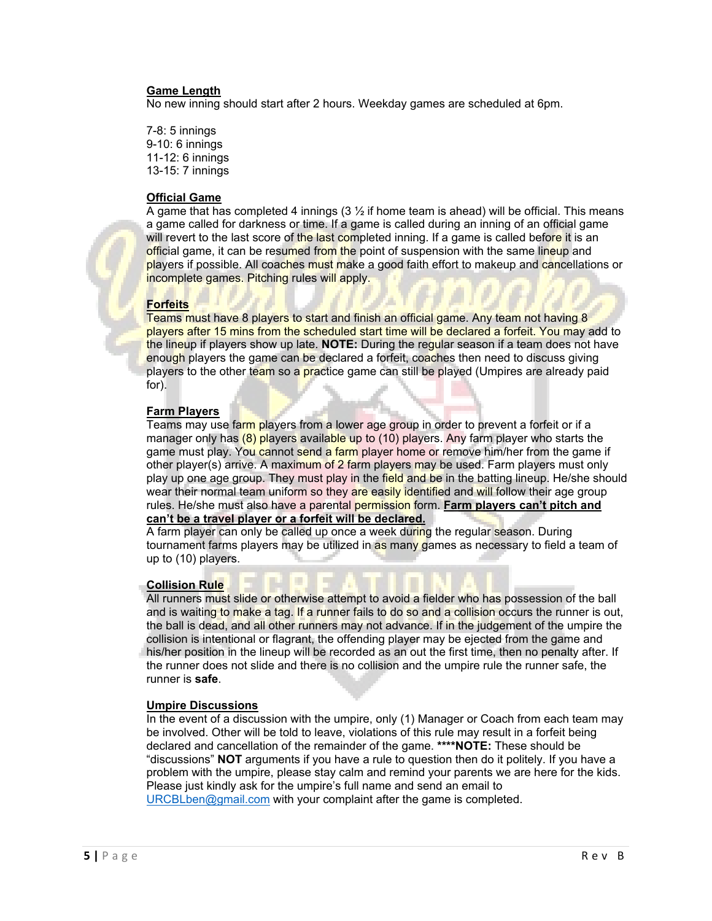**Game Length**

No new inning should start after 2 hours. Weekday games are scheduled at 6pm.

7-8: 5 innings
9-10: 6 innings
11-12: 6 innings
13-15: 7 innings

**Official Game**

A game that has completed 4 innings (3 ½ if home team is ahead) will be official. This means a game called for darkness or time. If a game is called during an inning of an official game will revert to the last score of the last completed inning. If a game is called before it is an official game, it can be resumed from the point of suspension with the same lineup and players if possible. All coaches must make a good faith effort to makeup and cancellations or incomplete games. Pitching rules will apply.

**Forfeits**

Teams must have 8 players to start and finish an official game. Any team not having 8 players after 15 mins from the scheduled start time will be declared a forfeit. You may add to the lineup if players show up late. **NOTE:** During the regular season if a team does not have enough players the game can be declared a forfeit, coaches then need to discuss giving players to the other team so a practice game can still be played (Umpires are already paid for).

**Farm Players**

Teams may use farm players from a lower age group in order to prevent a forfeit or if a manager only has (8) players available up to (10) players. Any farm player who starts the game must play. You cannot send a farm player home or remove him/her from the game if other player(s) arrive. A maximum of 2 farm players may be used. Farm players must only play up one age group. They must play in the field and be in the batting lineup. He/she should wear their normal team uniform so they are easily identified and will follow their age group rules. He/she must also have a parental permission form. **Farm players can't pitch and can't be a travel player or a forfeit will be declared.**

A farm player can only be called up once a week during the regular season. During tournament farms players may be utilized in as many games as necessary to field a team of up to (10) players.

**Collision Rule**

All runners must slide or otherwise attempt to avoid a fielder who has possession of the ball and is waiting to make a tag. If a runner fails to do so and a collision occurs the runner is out, the ball is dead, and all other runners may not advance. If in the judgement of the umpire the collision is intentional or flagrant, the offending player may be ejected from the game and his/her position in the lineup will be recorded as an out the first time, then no penalty after. If the runner does not slide and there is no collision and the umpire rule the runner safe, the runner is **safe**.

**Umpire Discussions**

In the event of a discussion with the umpire, only (1) Manager or Coach from each team may be involved. Other will be told to leave, violations of this rule may result in a forfeit being declared and cancellation of the remainder of the game. ****NOTE:** These should be "discussions" **NOT** arguments if you have a rule to question then do it politely. If you have a problem with the umpire, please stay calm and remind your parents we are here for the kids. Please just kindly ask for the umpire's full name and send an email to URCBLben@gmail.com with your complaint after the game is completed.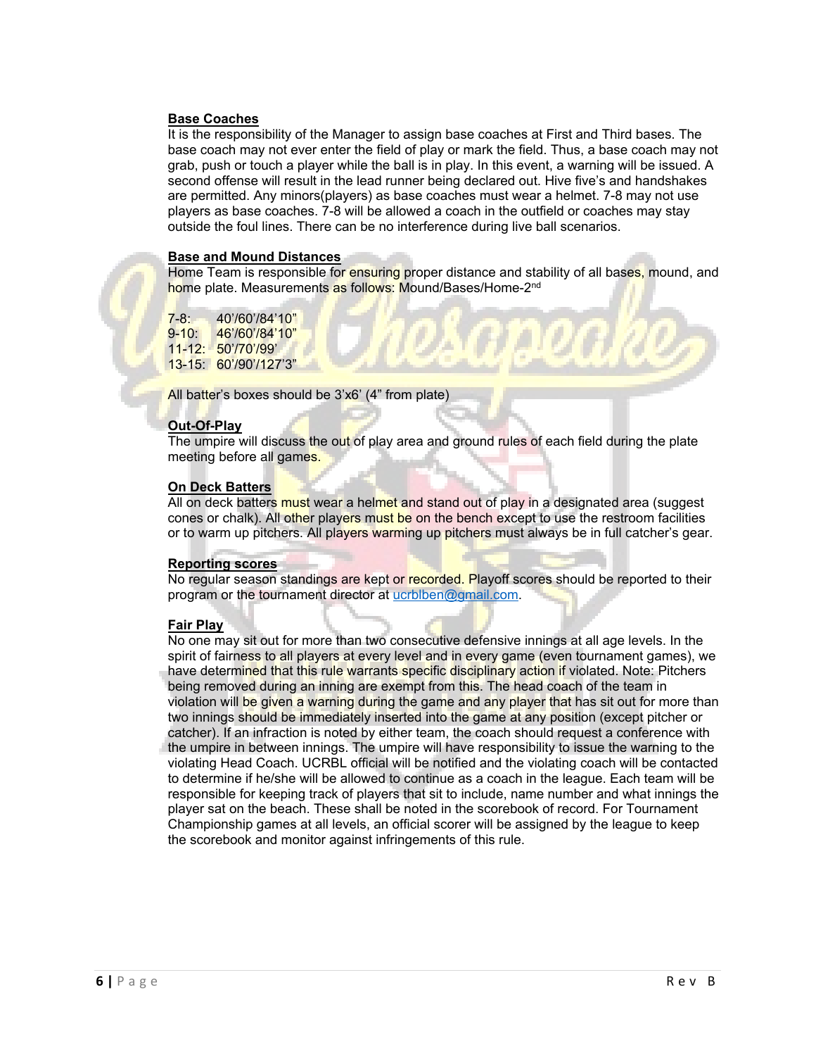**Base Coaches**

It is the responsibility of the Manager to assign base coaches at First and Third bases. The base coach may not ever enter the field of play or mark the field. Thus, a base coach may not grab, push or touch a player while the ball is in play. In this event, a warning will be issued. A second offense will result in the lead runner being declared out. Hive five's and handshakes are permitted. Any minors(players) as base coaches must wear a helmet. 7-8 may not use players as base coaches. 7-8 will be allowed a coach in the outfield or coaches may stay outside the foul lines. There can be no interference during live ball scenarios.

**Base and Mound Distances**

Home Team is responsible for ensuring proper distance and stability of all bases, mound, and home plate. Measurements as follows: Mound/Bases/Home-2nd

7-8: 40'/60'/84'10"
9-10: 46'/60'/84'10"
11-12: 50'/70'/99'
13-15: 60'/90'/127'3"

All batter's boxes should be 3'x6' (4" from plate)

**Out-Of-Play**

The umpire will discuss the out of play area and ground rules of each field during the plate meeting before all games.

**On Deck Batters**

All on deck batters must wear a helmet and stand out of play in a designated area (suggest cones or chalk). All other players must be on the bench except to use the restroom facilities or to warm up pitchers. All players warming up pitchers must always be in full catcher's gear.

**Reporting scores**

No regular season standings are kept or recorded. Playoff scores should be reported to their program or the tournament director at ucrblben@gmail.com.

**Fair Play**

No one may sit out for more than two consecutive defensive innings at all age levels. In the spirit of fairness to all players at every level and in every game (even tournament games), we have determined that this rule warrants specific disciplinary action if violated. Note: Pitchers being removed during an inning are exempt from this. The head coach of the team in violation will be given a warning during the game and any player that has sit out for more than two innings should be immediately inserted into the game at any position (except pitcher or catcher). If an infraction is noted by either team, the coach should request a conference with the umpire in between innings. The umpire will have responsibility to issue the warning to the violating Head Coach. UCRBL official will be notified and the violating coach will be contacted to determine if he/she will be allowed to continue as a coach in the league. Each team will be responsible for keeping track of players that sit to include, name number and what innings the player sat on the beach. These shall be noted in the scorebook of record. For Tournament Championship games at all levels, an official scorer will be assigned by the league to keep the scorebook and monitor against infringements of this rule.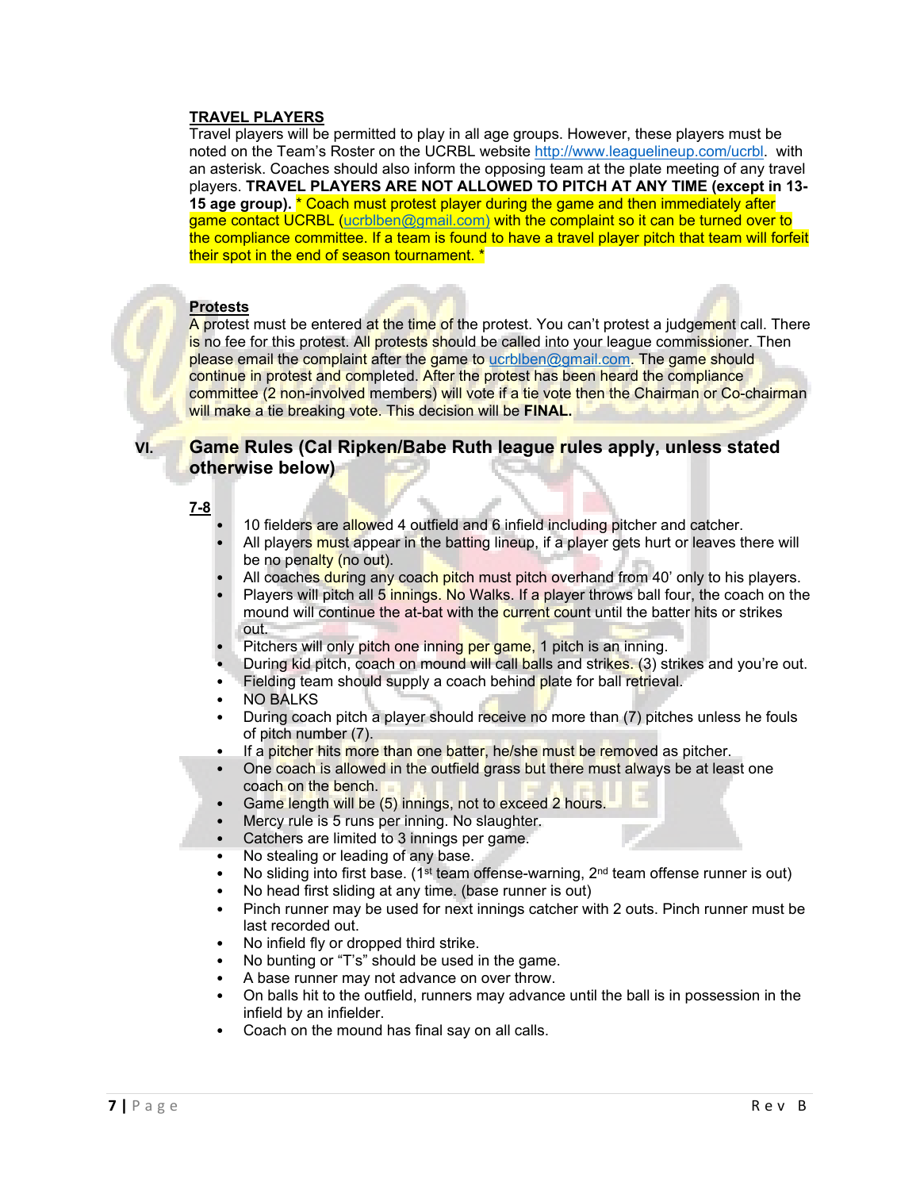**TRAVEL PLAYERS**

Travel players will be permitted to play in all age groups. However, these players must be noted on the Team's Roster on the UCRBL website http://www.leaguelineup.com/ucrbl. with an asterisk. Coaches should also inform the opposing team at the plate meeting of any travel players. **TRAVEL PLAYERS ARE NOT ALLOWED TO PITCH AT ANY TIME (except in 13-15 age group).** * Coach must protest player during the game and then immediately after game contact UCRBL (ucrblben@gmail.com) with the complaint so it can be turned over to the compliance committee. If a team is found to have a travel player pitch that team will forfeit their spot in the end of season tournament. *

**Protests**

A protest must be entered at the time of the protest. You can't protest a judgement call. There is no fee for this protest. All protests should be called into your league commissioner. Then please email the complaint after the game to ucrblben@gmail.com. The game should continue in protest and completed. After the protest has been heard the compliance committee (2 non-involved members) will vote if a tie vote then the Chairman or Co-chairman will make a tie breaking vote. This decision will be **FINAL.**

## VI. Game Rules (Cal Ripken/Babe Ruth league rules apply, unless stated otherwise below)

**7-8**

- 10 fielders are allowed 4 outfield and 6 infield including pitcher and catcher.
- All players must appear in the batting lineup, if a player gets hurt or leaves there will be no penalty (no out).
- All coaches during any coach pitch must pitch overhand from 40' only to his players.
- Players will pitch all 5 innings. No Walks. If a player throws ball four, the coach on the mound will continue the at-bat with the current count until the batter hits or strikes out.
- Pitchers will only pitch one inning per game, 1 pitch is an inning.
- During kid pitch, coach on mound will call balls and strikes. (3) strikes and you're out.
- Fielding team should supply a coach behind plate for ball retrieval.
- NO BALKS
- During coach pitch a player should receive no more than (7) pitches unless he fouls of pitch number (7).
- If a pitcher hits more than one batter, he/she must be removed as pitcher.
- One coach is allowed in the outfield grass but there must always be at least one coach on the bench.
- Game length will be (5) innings, not to exceed 2 hours.
- Mercy rule is 5 runs per inning. No slaughter.
- Catchers are limited to 3 innings per game.
- No stealing or leading of any base.
- No sliding into first base. (1st team offense-warning, 2nd team offense runner is out)
- No head first sliding at any time. (base runner is out)
- Pinch runner may be used for next innings catcher with 2 outs. Pinch runner must be last recorded out.
- No infield fly or dropped third strike.
- No bunting or "T's" should be used in the game.
- A base runner may not advance on over throw.
- On balls hit to the outfield, runners may advance until the ball is in possession in the infield by an infielder.
- Coach on the mound has final say on all calls.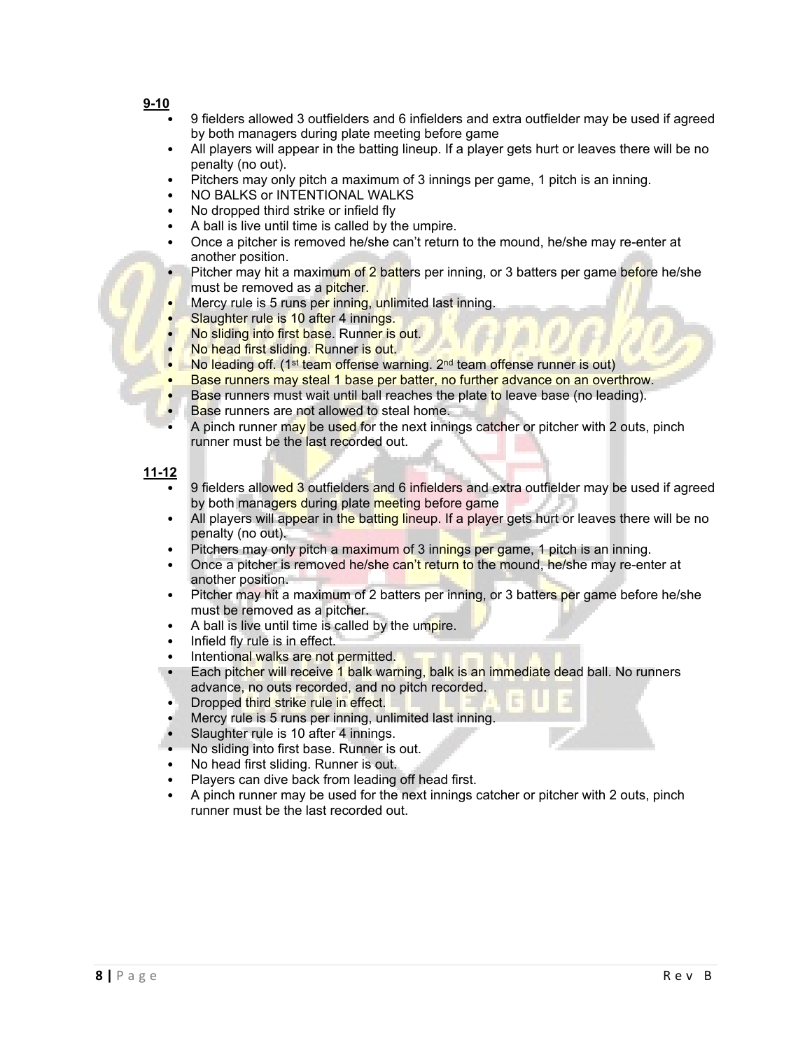**9-10**

- 9 fielders allowed 3 outfielders and 6 infielders and extra outfielder may be used if agreed by both managers during plate meeting before game
- All players will appear in the batting lineup. If a player gets hurt or leaves there will be no penalty (no out).
- Pitchers may only pitch a maximum of 3 innings per game, 1 pitch is an inning.
- NO BALKS or INTENTIONAL WALKS
- No dropped third strike or infield fly
- A ball is live until time is called by the umpire.
- Once a pitcher is removed he/she can't return to the mound, he/she may re-enter at another position.
- Pitcher may hit a maximum of 2 batters per inning, or 3 batters per game before he/she must be removed as a pitcher.
- Mercy rule is 5 runs per inning, unlimited last inning.
- Slaughter rule is 10 after 4 innings.
- No sliding into first base. Runner is out.
- No head first sliding. Runner is out.
- No leading off. (1st team offense warning. 2nd team offense runner is out)
- Base runners may steal 1 base per batter, no further advance on an overthrow.
- Base runners must wait until ball reaches the plate to leave base (no leading).
- Base runners are not allowed to steal home.
- A pinch runner may be used for the next innings catcher or pitcher with 2 outs, pinch runner must be the last recorded out.

**11-12**

- 9 fielders allowed 3 outfielders and 6 infielders and extra outfielder may be used if agreed by both managers during plate meeting before game
- All players will appear in the batting lineup. If a player gets hurt or leaves there will be no penalty (no out).
- Pitchers may only pitch a maximum of 3 innings per game, 1 pitch is an inning.
- Once a pitcher is removed he/she can't return to the mound, he/she may re-enter at another position.
- Pitcher may hit a maximum of 2 batters per inning, or 3 batters per game before he/she must be removed as a pitcher.
- A ball is live until time is called by the umpire.
- Infield fly rule is in effect.
- Intentional walks are not permitted.
- Each pitcher will receive 1 balk warning, balk is an immediate dead ball. No runners advance, no outs recorded, and no pitch recorded.
- Dropped third strike rule in effect.
- Mercy rule is 5 runs per inning, unlimited last inning.
- Slaughter rule is 10 after 4 innings.
- No sliding into first base. Runner is out.
- No head first sliding. Runner is out.
- Players can dive back from leading off head first.
- A pinch runner may be used for the next innings catcher or pitcher with 2 outs, pinch runner must be the last recorded out.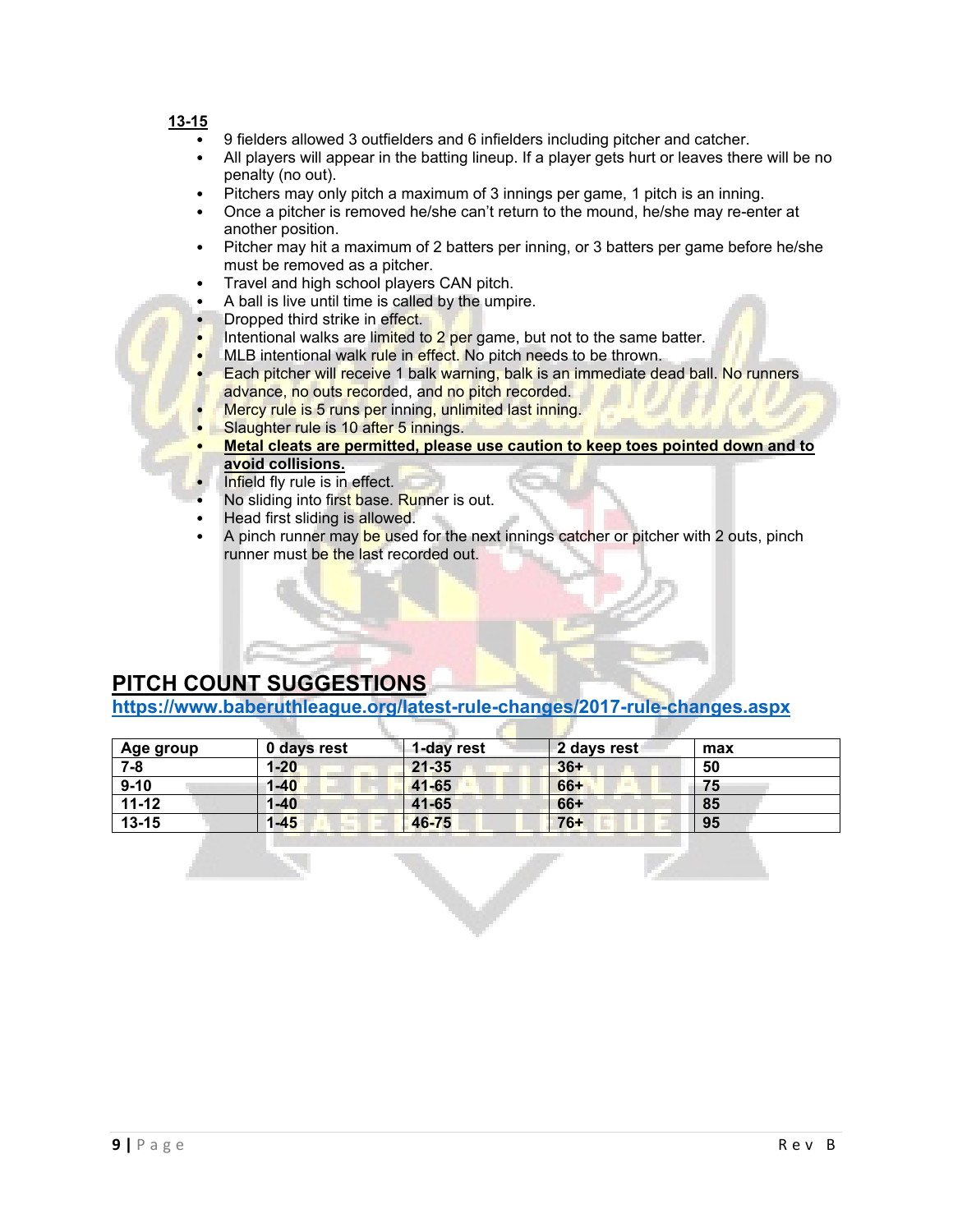**13-15**

- 9 fielders allowed 3 outfielders and 6 infielders including pitcher and catcher.
- All players will appear in the batting lineup. If a player gets hurt or leaves there will be no penalty (no out).
- Pitchers may only pitch a maximum of 3 innings per game, 1 pitch is an inning.
- Once a pitcher is removed he/she can't return to the mound, he/she may re-enter at another position.
- Pitcher may hit a maximum of 2 batters per inning, or 3 batters per game before he/she must be removed as a pitcher.
- Travel and high school players CAN pitch.
- A ball is live until time is called by the umpire.
- Dropped third strike in effect.
- Intentional walks are limited to 2 per game, but not to the same batter.
- MLB intentional walk rule in effect. No pitch needs to be thrown.
- Each pitcher will receive 1 balk warning, balk is an immediate dead ball. No runners advance, no outs recorded, and no pitch recorded.
- Mercy rule is 5 runs per inning, unlimited last inning.
- Slaughter rule is 10 after 5 innings.
- **Metal cleats are permitted, please use caution to keep toes pointed down and to avoid collisions.**
- Infield fly rule is in effect.
- No sliding into first base. Runner is out.
- Head first sliding is allowed.
- A pinch runner may be used for the next innings catcher or pitcher with 2 outs, pinch runner must be the last recorded out.

## PITCH COUNT SUGGESTIONS

**https://www.baberuthleague.org/latest-rule-changes/2017-rule-changes.aspx**

| Age group | 0 days rest | 1-day rest | 2 days rest | max |
|---|---|---|---|---|
| 7-8 | 1-20 | 21-35 | 36+ | 50 |
| 9-10 | 1-40 | 41-65 | 66+ | 75 |
| 11-12 | 1-40 | 41-65 | 66+ | 85 |
| 13-15 | 1-45 | 46-75 | 76+ | 95 |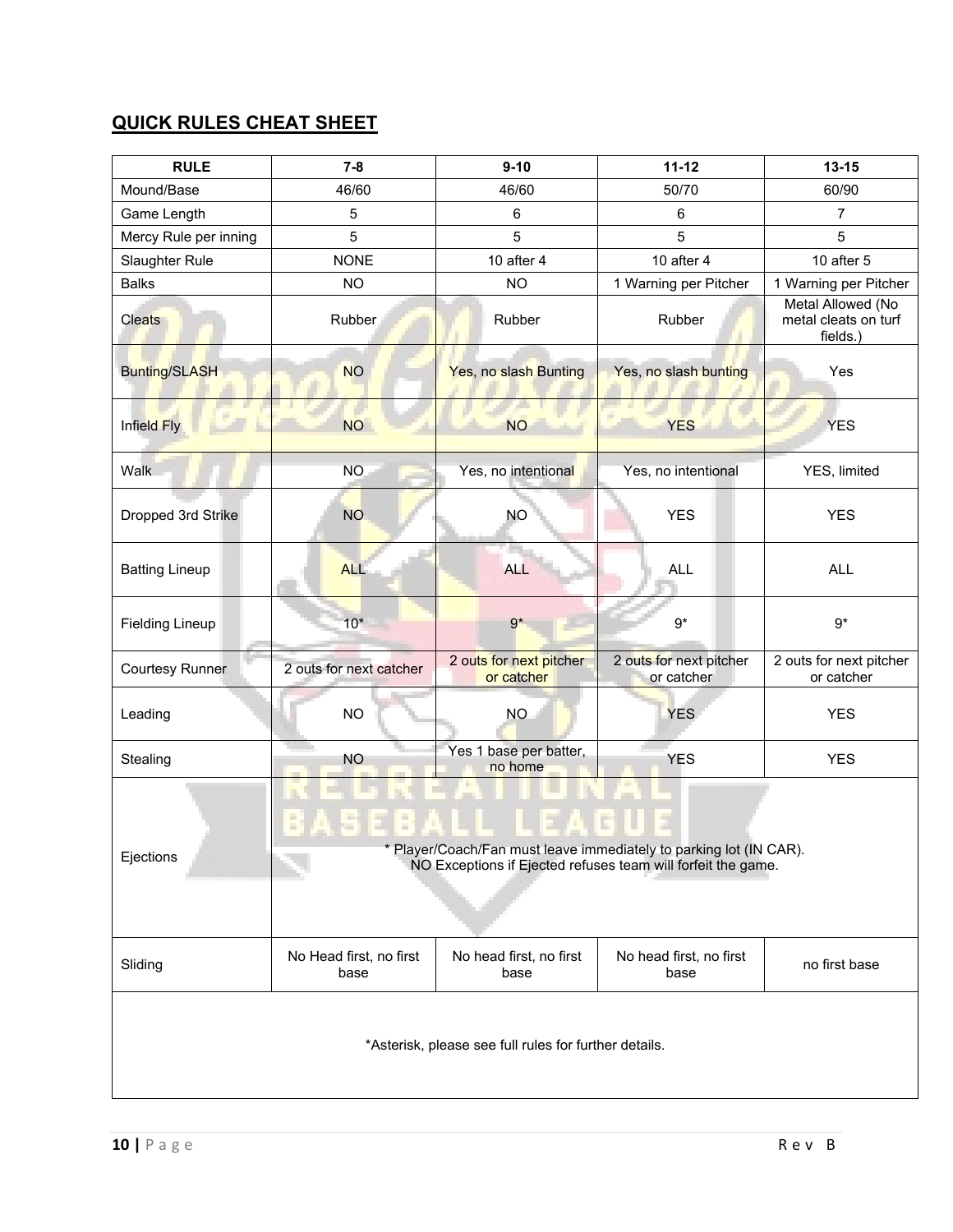## QUICK RULES CHEAT SHEET

| RULE | 7-8 | 9-10 | 11-12 | 13-15 |
|---|---|---|---|---|
| Mound/Base | 46/60 | 46/60 | 50/70 | 60/90 |
| Game Length | 5 | 6 | 6 | 7 |
| Mercy Rule per inning | 5 | 5 | 5 | 5 |
| Slaughter Rule | NONE | 10 after 4 | 10 after 4 | 10 after 5 |
| Balks | NO | NO | 1 Warning per Pitcher | 1 Warning per Pitcher |
| Cleats | Rubber | Rubber | Rubber | Metal Allowed (No metal cleats on turf fields.) |
| Bunting/SLASH | NO | Yes, no slash Bunting | Yes, no slash bunting | Yes |
| Infield Fly | NO | NO | YES | YES |
| Walk | NO | Yes, no intentional | Yes, no intentional | YES, limited |
| Dropped 3rd Strike | NO | NO | YES | YES |
| Batting Lineup | ALL | ALL | ALL | ALL |
| Fielding Lineup | 10* | 9* | 9* | 9* |
| Courtesy Runner | 2 outs for next catcher | 2 outs for next pitcher or catcher | 2 outs for next pitcher or catcher | 2 outs for next pitcher or catcher |
| Leading | NO | NO | YES | YES |
| Stealing | NO | Yes 1 base per batter, no home | YES | YES |
| Ejections | * Player/Coach/Fan must leave immediately to parking lot (IN CAR). NO Exceptions if Ejected refuses team will forfeit the game. | | | |
| Sliding | No Head first, no first base | No head first, no first base | No head first, no first base | no first base |

*Asterisk, please see full rules for further details.